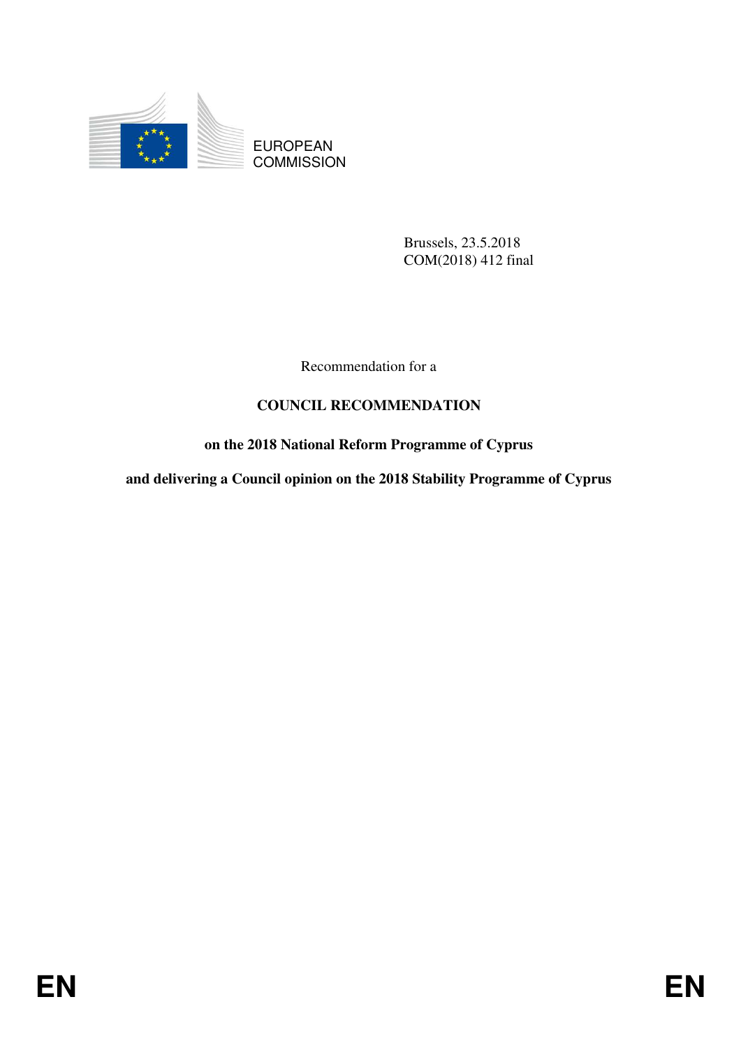EUROPEAN COMMISSION

Brussels, 23.5.2018
COM(2018) 412 final

Recommendation for a

# COUNCIL RECOMMENDATION

## on the 2018 National Reform Programme of Cyprus

## and delivering a Council opinion on the 2018 Stability Programme of Cyprus

EN EN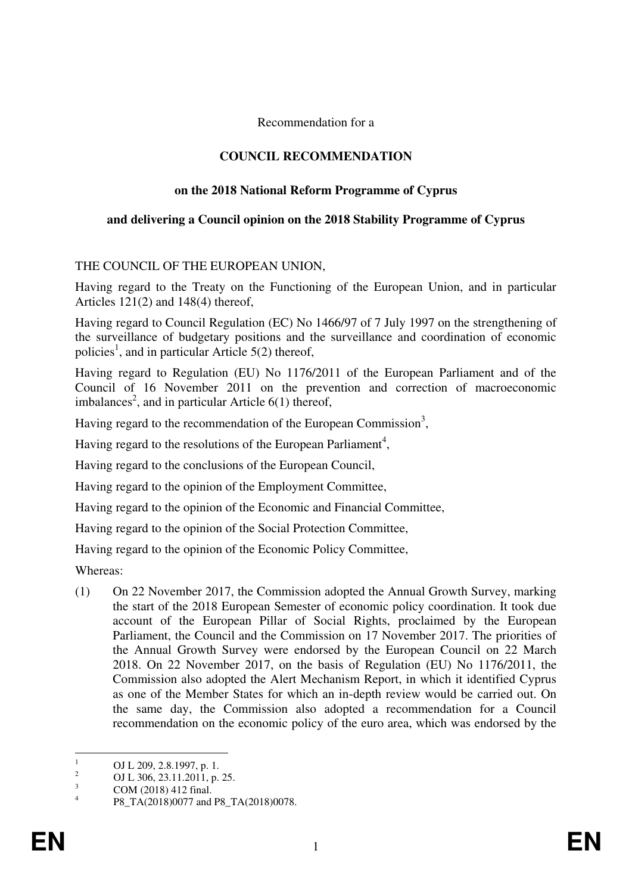Recommendation for a

# COUNCIL RECOMMENDATION

## on the 2018 National Reform Programme of Cyprus

## and delivering a Council opinion on the 2018 Stability Programme of Cyprus

THE COUNCIL OF THE EUROPEAN UNION,

Having regard to the Treaty on the Functioning of the European Union, and in particular Articles 121(2) and 148(4) thereof,

Having regard to Council Regulation (EC) No 1466/97 of 7 July 1997 on the strengthening of the surveillance of budgetary positions and the surveillance and coordination of economic policies[1], and in particular Article 5(2) thereof,

Having regard to Regulation (EU) No 1176/2011 of the European Parliament and of the Council of 16 November 2011 on the prevention and correction of macroeconomic imbalances[2], and in particular Article 6(1) thereof,

Having regard to the recommendation of the European Commission[3],

Having regard to the resolutions of the European Parliament[4],

Having regard to the conclusions of the European Council,

Having regard to the opinion of the Employment Committee,

Having regard to the opinion of the Economic and Financial Committee,

Having regard to the opinion of the Social Protection Committee,

Having regard to the opinion of the Economic Policy Committee,

Whereas:

(1) On 22 November 2017, the Commission adopted the Annual Growth Survey, marking the start of the 2018 European Semester of economic policy coordination. It took due account of the European Pillar of Social Rights, proclaimed by the European Parliament, the Council and the Commission on 17 November 2017. The priorities of the Annual Growth Survey were endorsed by the European Council on 22 March 2018. On 22 November 2017, on the basis of Regulation (EU) No 1176/2011, the Commission also adopted the Alert Mechanism Report, in which it identified Cyprus as one of the Member States for which an in-depth review would be carried out. On the same day, the Commission also adopted a recommendation for a Council recommendation on the economic policy of the euro area, which was endorsed by the

---

[1] OJ L 209, 2.8.1997, p. 1.

[2] OJ L 306, 23.11.2011, p. 25.

[3] COM (2018) 412 final.

[4] P8_TA(2018)0077 and P8_TA(2018)0078.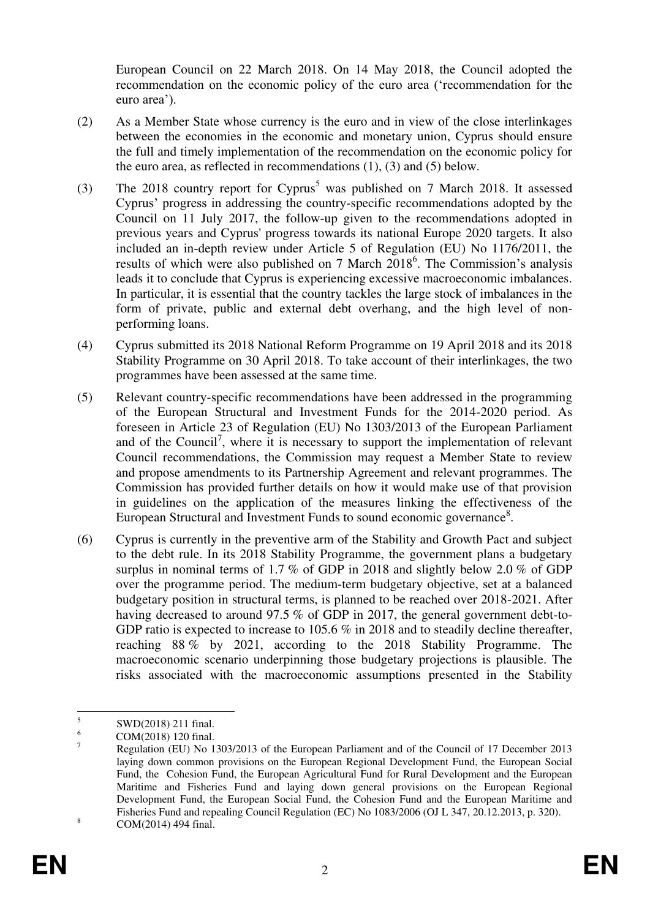European Council on 22 March 2018. On 14 May 2018, the Council adopted the recommendation on the economic policy of the euro area ('recommendation for the euro area').

(2) As a Member State whose currency is the euro and in view of the close interlinkages between the economies in the economic and monetary union, Cyprus should ensure the full and timely implementation of the recommendation on the economic policy for the euro area, as reflected in recommendations (1), (3) and (5) below.

(3) The 2018 country report for Cyprus[5] was published on 7 March 2018. It assessed Cyprus' progress in addressing the country-specific recommendations adopted by the Council on 11 July 2017, the follow-up given to the recommendations adopted in previous years and Cyprus' progress towards its national Europe 2020 targets. It also included an in-depth review under Article 5 of Regulation (EU) No 1176/2011, the results of which were also published on 7 March 2018[6]. The Commission's analysis leads it to conclude that Cyprus is experiencing excessive macroeconomic imbalances. In particular, it is essential that the country tackles the large stock of imbalances in the form of private, public and external debt overhang, and the high level of non-performing loans.

(4) Cyprus submitted its 2018 National Reform Programme on 19 April 2018 and its 2018 Stability Programme on 30 April 2018. To take account of their interlinkages, the two programmes have been assessed at the same time.

(5) Relevant country-specific recommendations have been addressed in the programming of the European Structural and Investment Funds for the 2014-2020 period. As foreseen in Article 23 of Regulation (EU) No 1303/2013 of the European Parliament and of the Council[7], where it is necessary to support the implementation of relevant Council recommendations, the Commission may request a Member State to review and propose amendments to its Partnership Agreement and relevant programmes. The Commission has provided further details on how it would make use of that provision in guidelines on the application of the measures linking the effectiveness of the European Structural and Investment Funds to sound economic governance[8].

(6) Cyprus is currently in the preventive arm of the Stability and Growth Pact and subject to the debt rule. In its 2018 Stability Programme, the government plans a budgetary surplus in nominal terms of 1.7 % of GDP in 2018 and slightly below 2.0 % of GDP over the programme period. The medium-term budgetary objective, set at a balanced budgetary position in structural terms, is planned to be reached over 2018-2021. After having decreased to around 97.5 % of GDP in 2017, the general government debt-to-GDP ratio is expected to increase to 105.6 % in 2018 and to steadily decline thereafter, reaching 88 % by 2021, according to the 2018 Stability Programme. The macroeconomic scenario underpinning those budgetary projections is plausible. The risks associated with the macroeconomic assumptions presented in the Stability

---

[5] SWD(2018) 211 final.

[6] COM(2018) 120 final.

[7] Regulation (EU) No 1303/2013 of the European Parliament and of the Council of 17 December 2013 laying down common provisions on the European Regional Development Fund, the European Social Fund, the Cohesion Fund, the European Agricultural Fund for Rural Development and the European Maritime and Fisheries Fund and laying down general provisions on the European Regional Development Fund, the European Social Fund, the Cohesion Fund and the European Maritime and Fisheries Fund and repealing Council Regulation (EC) No 1083/2006 (OJ L 347, 20.12.2013, p. 320).

[8] COM(2014) 494 final.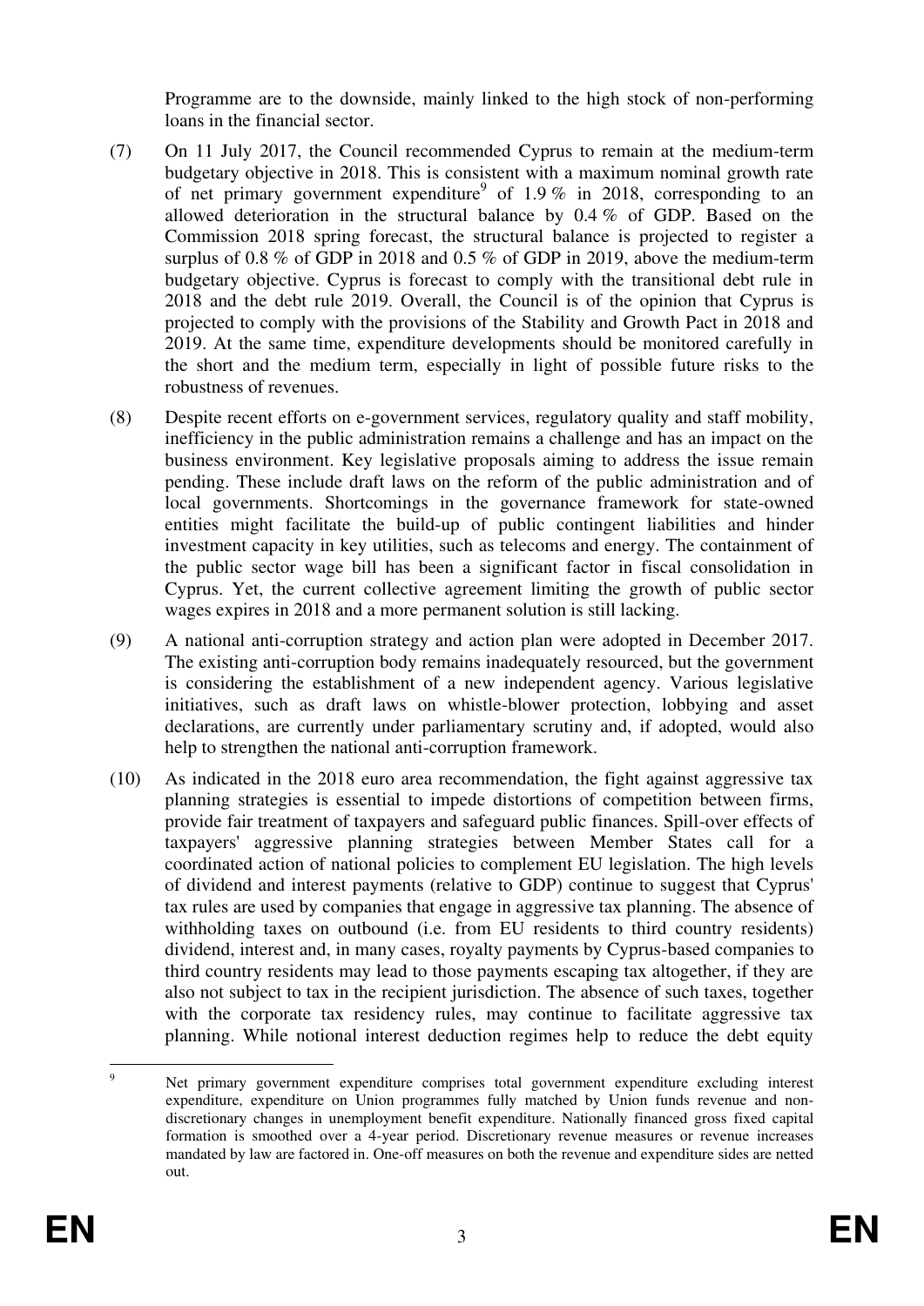Programme are to the downside, mainly linked to the high stock of non-performing loans in the financial sector.

(7) On 11 July 2017, the Council recommended Cyprus to remain at the medium-term budgetary objective in 2018. This is consistent with a maximum nominal growth rate of net primary government expenditure[9] of 1.9 % in 2018, corresponding to an allowed deterioration in the structural balance by 0.4 % of GDP. Based on the Commission 2018 spring forecast, the structural balance is projected to register a surplus of 0.8 % of GDP in 2018 and 0.5 % of GDP in 2019, above the medium-term budgetary objective. Cyprus is forecast to comply with the transitional debt rule in 2018 and the debt rule 2019. Overall, the Council is of the opinion that Cyprus is projected to comply with the provisions of the Stability and Growth Pact in 2018 and 2019. At the same time, expenditure developments should be monitored carefully in the short and the medium term, especially in light of possible future risks to the robustness of revenues.

(8) Despite recent efforts on e-government services, regulatory quality and staff mobility, inefficiency in the public administration remains a challenge and has an impact on the business environment. Key legislative proposals aiming to address the issue remain pending. These include draft laws on the reform of the public administration and of local governments. Shortcomings in the governance framework for state-owned entities might facilitate the build-up of public contingent liabilities and hinder investment capacity in key utilities, such as telecoms and energy. The containment of the public sector wage bill has been a significant factor in fiscal consolidation in Cyprus. Yet, the current collective agreement limiting the growth of public sector wages expires in 2018 and a more permanent solution is still lacking.

(9) A national anti-corruption strategy and action plan were adopted in December 2017. The existing anti-corruption body remains inadequately resourced, but the government is considering the establishment of a new independent agency. Various legislative initiatives, such as draft laws on whistle-blower protection, lobbying and asset declarations, are currently under parliamentary scrutiny and, if adopted, would also help to strengthen the national anti-corruption framework.

(10) As indicated in the 2018 euro area recommendation, the fight against aggressive tax planning strategies is essential to impede distortions of competition between firms, provide fair treatment of taxpayers and safeguard public finances. Spill-over effects of taxpayers' aggressive planning strategies between Member States call for a coordinated action of national policies to complement EU legislation. The high levels of dividend and interest payments (relative to GDP) continue to suggest that Cyprus' tax rules are used by companies that engage in aggressive tax planning. The absence of withholding taxes on outbound (i.e. from EU residents to third country residents) dividend, interest and, in many cases, royalty payments by Cyprus-based companies to third country residents may lead to those payments escaping tax altogether, if they are also not subject to tax in the recipient jurisdiction. The absence of such taxes, together with the corporate tax residency rules, may continue to facilitate aggressive tax planning. While notional interest deduction regimes help to reduce the debt equity

---

[9] Net primary government expenditure comprises total government expenditure excluding interest expenditure, expenditure on Union programmes fully matched by Union funds revenue and non-discretionary changes in unemployment benefit expenditure. Nationally financed gross fixed capital formation is smoothed over a 4-year period. Discretionary revenue measures or revenue increases mandated by law are factored in. One-off measures on both the revenue and expenditure sides are netted out.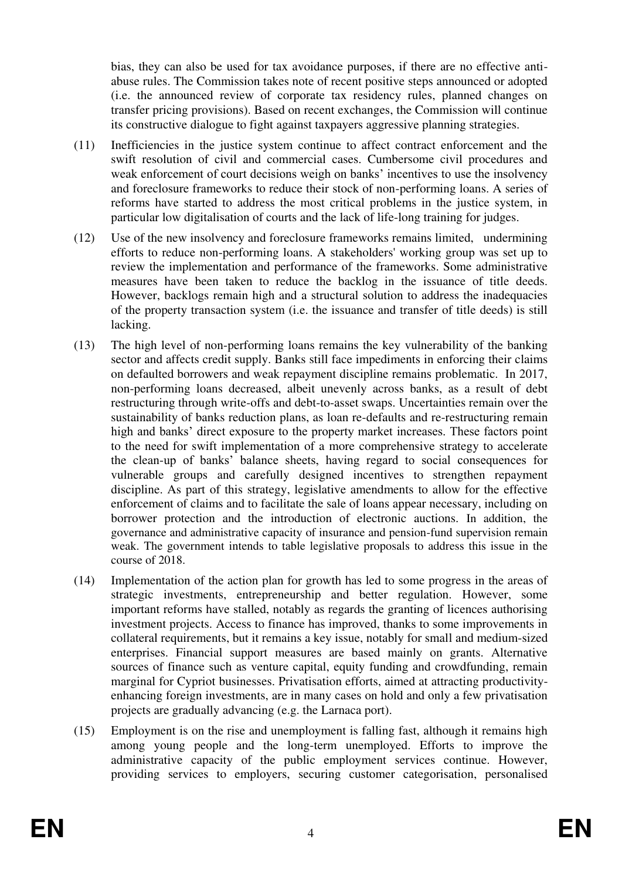bias, they can also be used for tax avoidance purposes, if there are no effective anti-abuse rules. The Commission takes note of recent positive steps announced or adopted (i.e. the announced review of corporate tax residency rules, planned changes on transfer pricing provisions). Based on recent exchanges, the Commission will continue its constructive dialogue to fight against taxpayers aggressive planning strategies.

(11) Inefficiencies in the justice system continue to affect contract enforcement and the swift resolution of civil and commercial cases. Cumbersome civil procedures and weak enforcement of court decisions weigh on banks' incentives to use the insolvency and foreclosure frameworks to reduce their stock of non-performing loans. A series of reforms have started to address the most critical problems in the justice system, in particular low digitalisation of courts and the lack of life-long training for judges.

(12) Use of the new insolvency and foreclosure frameworks remains limited, undermining efforts to reduce non-performing loans. A stakeholders' working group was set up to review the implementation and performance of the frameworks. Some administrative measures have been taken to reduce the backlog in the issuance of title deeds. However, backlogs remain high and a structural solution to address the inadequacies of the property transaction system (i.e. the issuance and transfer of title deeds) is still lacking.

(13) The high level of non-performing loans remains the key vulnerability of the banking sector and affects credit supply. Banks still face impediments in enforcing their claims on defaulted borrowers and weak repayment discipline remains problematic. In 2017, non-performing loans decreased, albeit unevenly across banks, as a result of debt restructuring through write-offs and debt-to-asset swaps. Uncertainties remain over the sustainability of banks reduction plans, as loan re-defaults and re-restructuring remain high and banks' direct exposure to the property market increases. These factors point to the need for swift implementation of a more comprehensive strategy to accelerate the clean-up of banks' balance sheets, having regard to social consequences for vulnerable groups and carefully designed incentives to strengthen repayment discipline. As part of this strategy, legislative amendments to allow for the effective enforcement of claims and to facilitate the sale of loans appear necessary, including on borrower protection and the introduction of electronic auctions. In addition, the governance and administrative capacity of insurance and pension-fund supervision remain weak. The government intends to table legislative proposals to address this issue in the course of 2018.

(14) Implementation of the action plan for growth has led to some progress in the areas of strategic investments, entrepreneurship and better regulation. However, some important reforms have stalled, notably as regards the granting of licences authorising investment projects. Access to finance has improved, thanks to some improvements in collateral requirements, but it remains a key issue, notably for small and medium-sized enterprises. Financial support measures are based mainly on grants. Alternative sources of finance such as venture capital, equity funding and crowdfunding, remain marginal for Cypriot businesses. Privatisation efforts, aimed at attracting productivity-enhancing foreign investments, are in many cases on hold and only a few privatisation projects are gradually advancing (e.g. the Larnaca port).

(15) Employment is on the rise and unemployment is falling fast, although it remains high among young people and the long-term unemployed. Efforts to improve the administrative capacity of the public employment services continue. However, providing services to employers, securing customer categorisation, personalised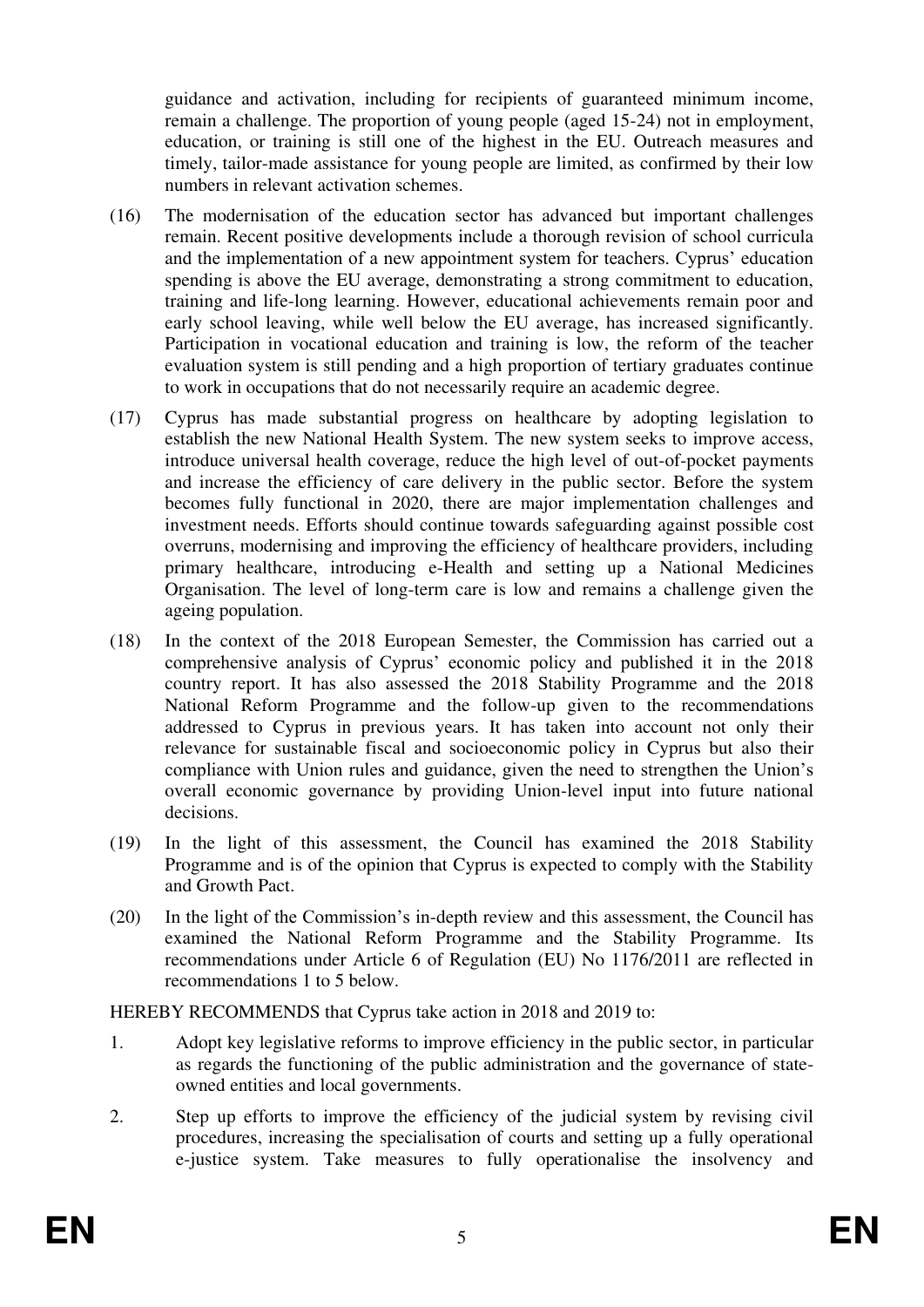guidance and activation, including for recipients of guaranteed minimum income, remain a challenge. The proportion of young people (aged 15-24) not in employment, education, or training is still one of the highest in the EU. Outreach measures and timely, tailor-made assistance for young people are limited, as confirmed by their low numbers in relevant activation schemes.

(16) The modernisation of the education sector has advanced but important challenges remain. Recent positive developments include a thorough revision of school curricula and the implementation of a new appointment system for teachers. Cyprus' education spending is above the EU average, demonstrating a strong commitment to education, training and life-long learning. However, educational achievements remain poor and early school leaving, while well below the EU average, has increased significantly. Participation in vocational education and training is low, the reform of the teacher evaluation system is still pending and a high proportion of tertiary graduates continue to work in occupations that do not necessarily require an academic degree.

(17) Cyprus has made substantial progress on healthcare by adopting legislation to establish the new National Health System. The new system seeks to improve access, introduce universal health coverage, reduce the high level of out-of-pocket payments and increase the efficiency of care delivery in the public sector. Before the system becomes fully functional in 2020, there are major implementation challenges and investment needs. Efforts should continue towards safeguarding against possible cost overruns, modernising and improving the efficiency of healthcare providers, including primary healthcare, introducing e-Health and setting up a National Medicines Organisation. The level of long-term care is low and remains a challenge given the ageing population.

(18) In the context of the 2018 European Semester, the Commission has carried out a comprehensive analysis of Cyprus' economic policy and published it in the 2018 country report. It has also assessed the 2018 Stability Programme and the 2018 National Reform Programme and the follow-up given to the recommendations addressed to Cyprus in previous years. It has taken into account not only their relevance for sustainable fiscal and socioeconomic policy in Cyprus but also their compliance with Union rules and guidance, given the need to strengthen the Union's overall economic governance by providing Union-level input into future national decisions.

(19) In the light of this assessment, the Council has examined the 2018 Stability Programme and is of the opinion that Cyprus is expected to comply with the Stability and Growth Pact.

(20) In the light of the Commission's in-depth review and this assessment, the Council has examined the National Reform Programme and the Stability Programme. Its recommendations under Article 6 of Regulation (EU) No 1176/2011 are reflected in recommendations 1 to 5 below.

HEREBY RECOMMENDS that Cyprus take action in 2018 and 2019 to:

1. Adopt key legislative reforms to improve efficiency in the public sector, in particular as regards the functioning of the public administration and the governance of state-owned entities and local governments.

2. Step up efforts to improve the efficiency of the judicial system by revising civil procedures, increasing the specialisation of courts and setting up a fully operational e-justice system. Take measures to fully operationalise the insolvency and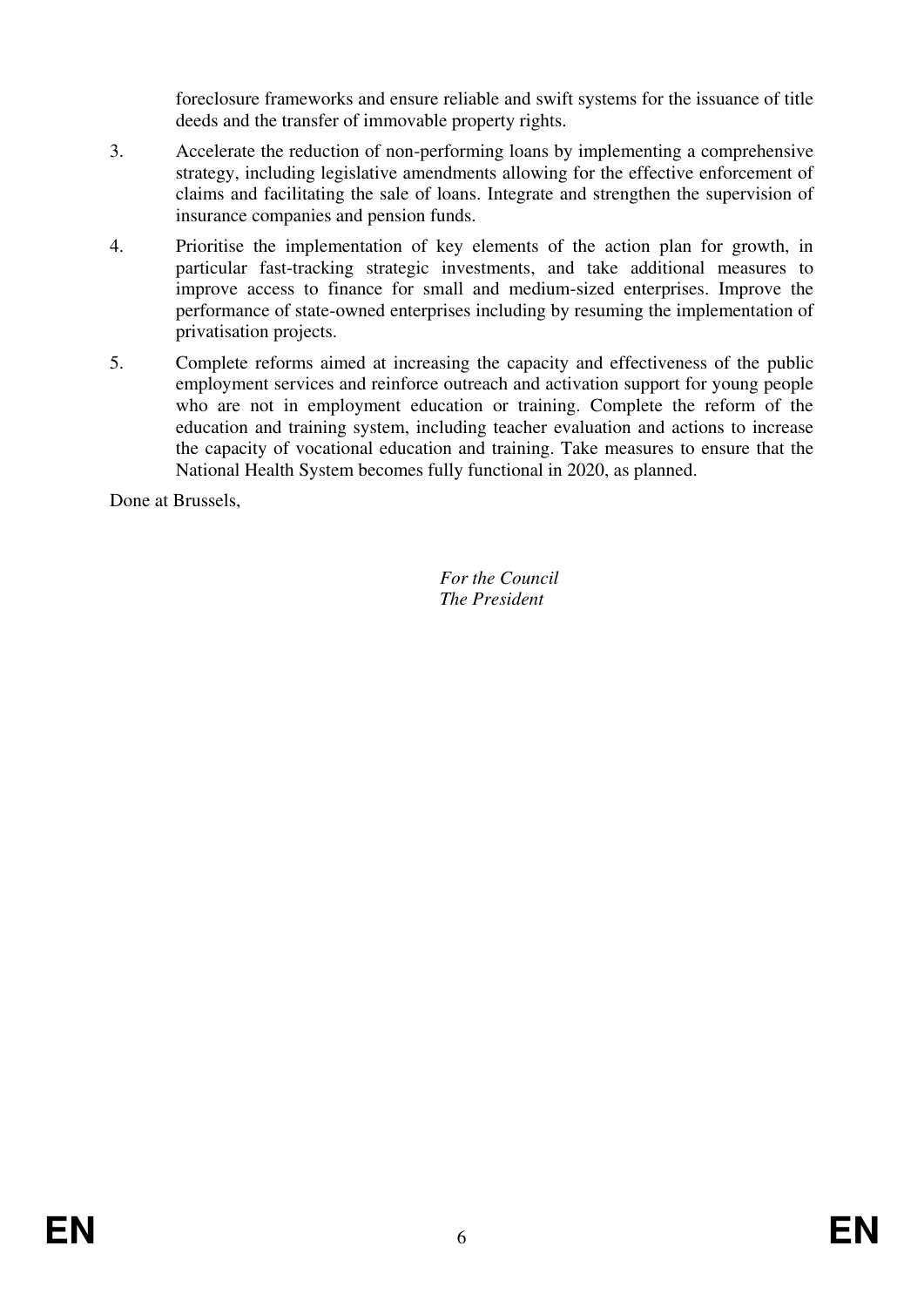foreclosure frameworks and ensure reliable and swift systems for the issuance of title deeds and the transfer of immovable property rights.

3. Accelerate the reduction of non-performing loans by implementing a comprehensive strategy, including legislative amendments allowing for the effective enforcement of claims and facilitating the sale of loans. Integrate and strengthen the supervision of insurance companies and pension funds.

4. Prioritise the implementation of key elements of the action plan for growth, in particular fast-tracking strategic investments, and take additional measures to improve access to finance for small and medium-sized enterprises. Improve the performance of state-owned enterprises including by resuming the implementation of privatisation projects.

5. Complete reforms aimed at increasing the capacity and effectiveness of the public employment services and reinforce outreach and activation support for young people who are not in employment education or training. Complete the reform of the education and training system, including teacher evaluation and actions to increase the capacity of vocational education and training. Take measures to ensure that the National Health System becomes fully functional in 2020, as planned.

Done at Brussels,

*For the Council*
*The President*